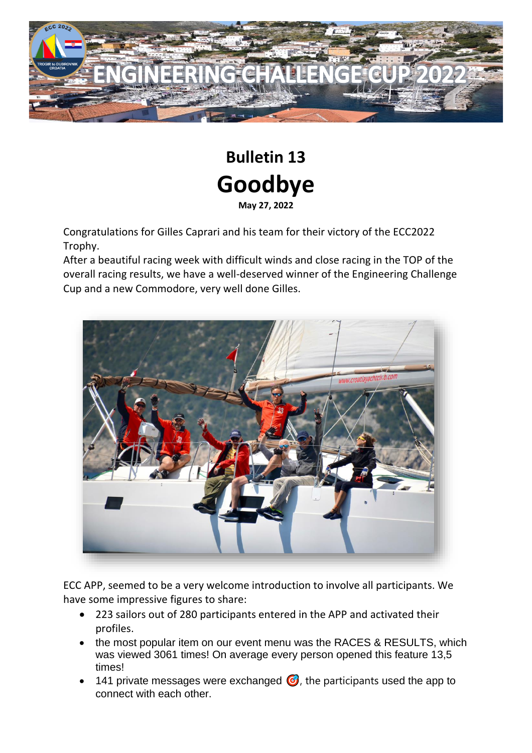# ENGINEERING CHALLENGE CUP 2022

## Bulletin 13

# Goodbye

**May 27, 2022**

Congratulations for Gilles Caprari and his team for their victory of the ECC2022 Trophy.
After a beautiful racing week with difficult winds and close racing in the TOP of the overall racing results, we have a well-deserved winner of the Engineering Challenge Cup and a new Commodore, very well done Gilles.

ECC APP, seemed to be a very welcome introduction to involve all participants. We have some impressive figures to share:

- 223 sailors out of 280 participants entered in the APP and activated their profiles.
- the most popular item on our event menu was the RACES & RESULTS, which was viewed 3061 times! On average every person opened this feature 13,5 times!
- 141 private messages were exchanged 🎯, the participants used the app to connect with each other.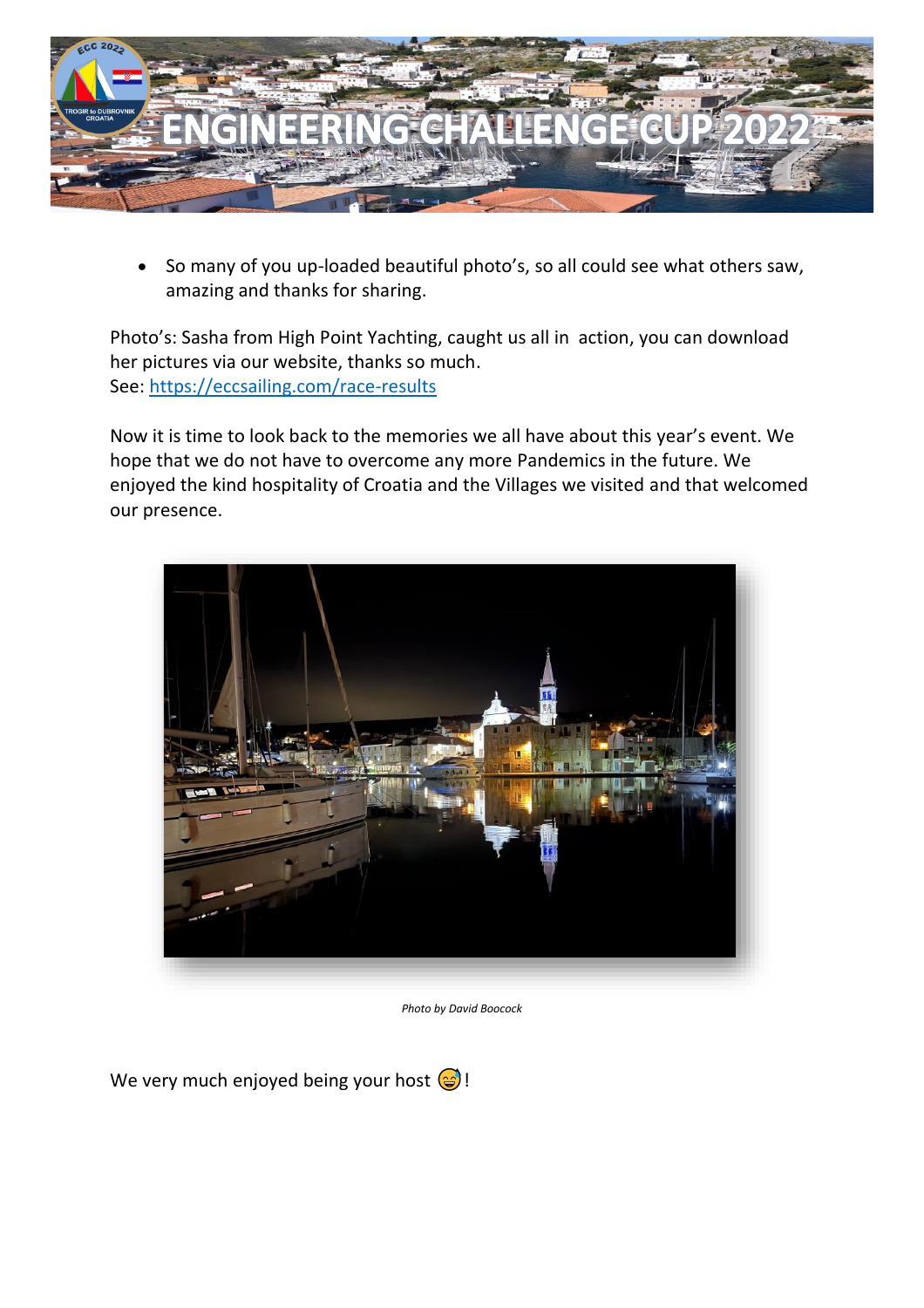- So many of you up-loaded beautiful photo's, so all could see what others saw, amazing and thanks for sharing.

Photo's: Sasha from High Point Yachting, caught us all in action, you can download her pictures via our website, thanks so much.
See: [https://eccsailing.com/race-results](https://eccsailing.com/race-results)

Now it is time to look back to the memories we all have about this year's event. We hope that we do not have to overcome any more Pandemics in the future. We enjoyed the kind hospitality of Croatia and the Villages we visited and that welcomed our presence.

*Photo by David Boocock*

We very much enjoyed being your host 😅!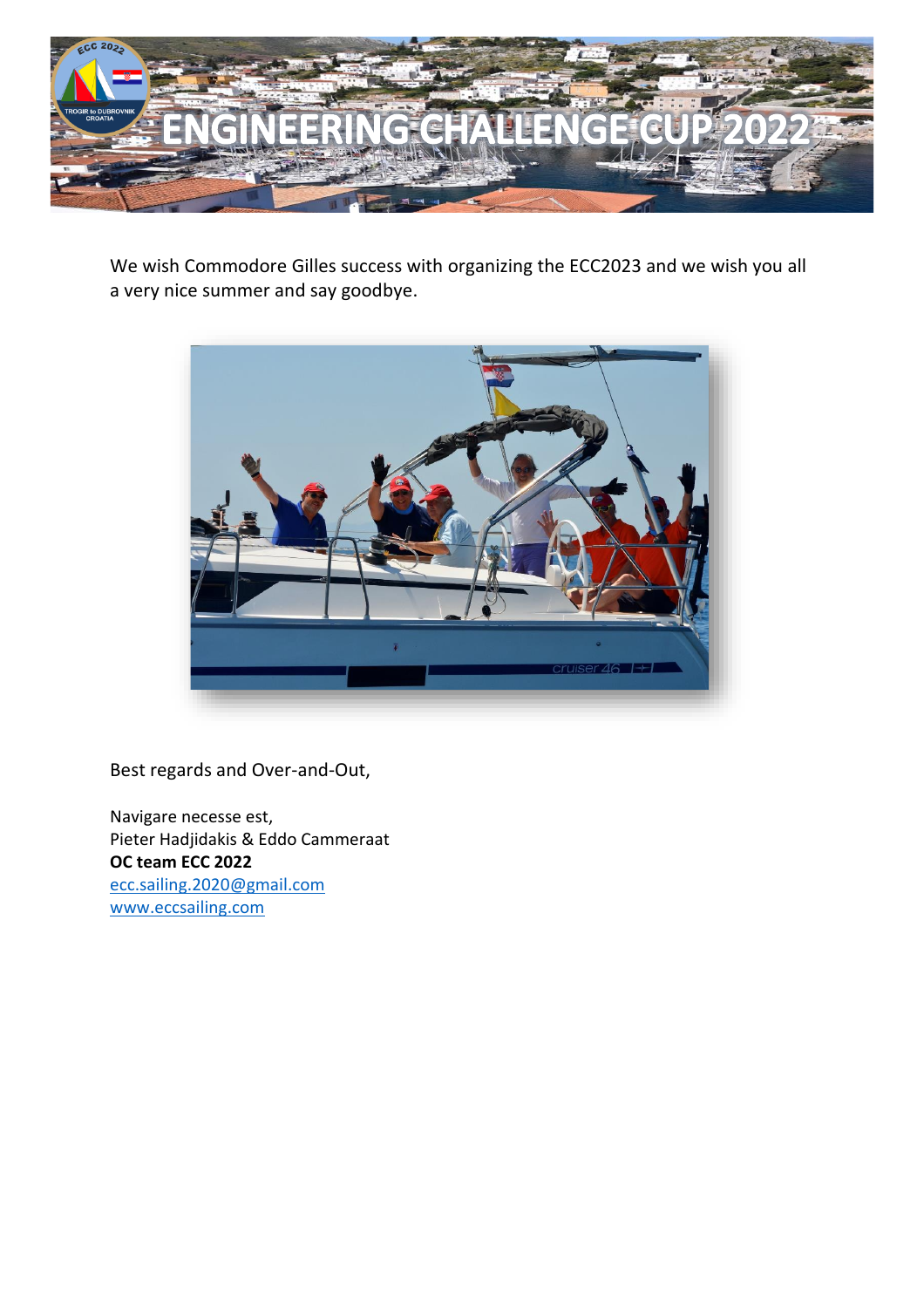We wish Commodore Gilles success with organizing the ECC2023 and we wish you all a very nice summer and say goodbye.

Best regards and Over-and-Out,

Navigare necesse est,
Pieter Hadjidakis & Eddo Cammeraat
**OC team ECC 2022**
[ecc.sailing.2020@gmail.com](mailto:ecc.sailing.2020@gmail.com)
[www.eccsailing.com](http://www.eccsailing.com)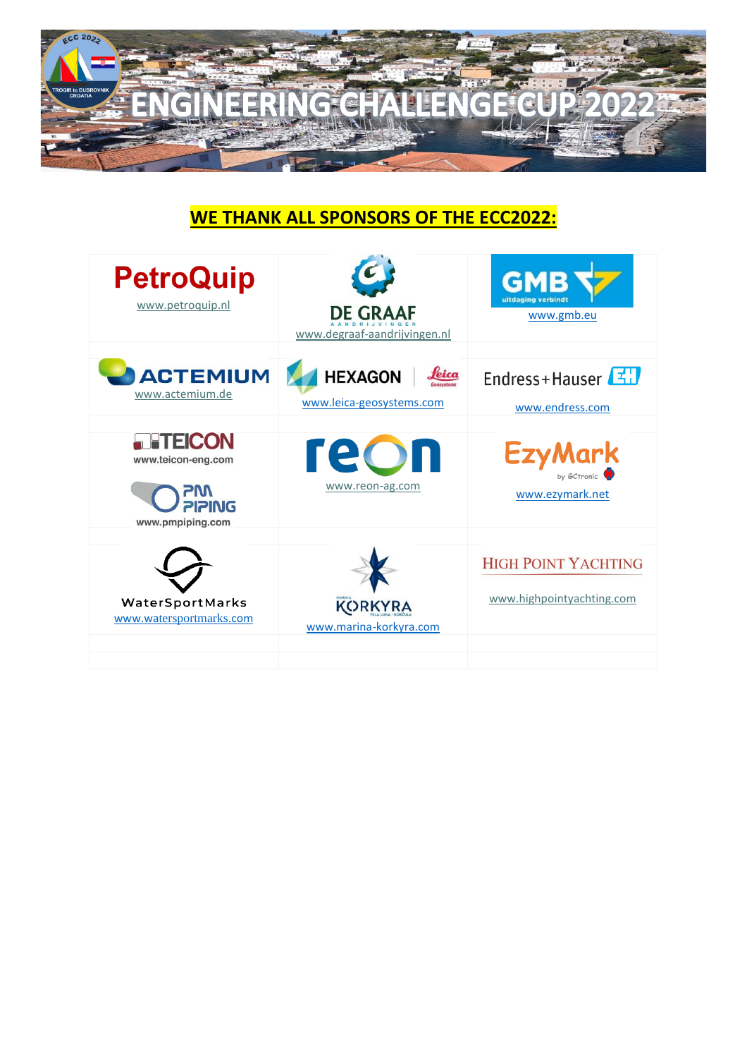# ENGINEERING CHALLENGE CUP 2022

## WE THANK ALL SPONSORS OF THE ECC2022:

| | | |
|---|---|---|
| PetroQuip www.petroquip.nl | DE GRAAF AANDRIJVINGEN www.degraaf-aandrijvingen.nl | GMB uitdaging verbindt www.gmb.eu |
| ACTEMIUM www.actemium.de | HEXAGON Leica Geosystems www.leica-geosystems.com | Endress+Hauser www.endress.com |
| TEICON www.teicon-eng.com PM PIPING www.pmpiping.com | reon www.reon-ag.com | EzyMark by GCtronic www.ezymark.net |
| WaterSportMarks www.watersportmarks.com | KORKYRA www.marina-korkyra.com | HIGH POINT YACHTING www.highpointyachting.com |